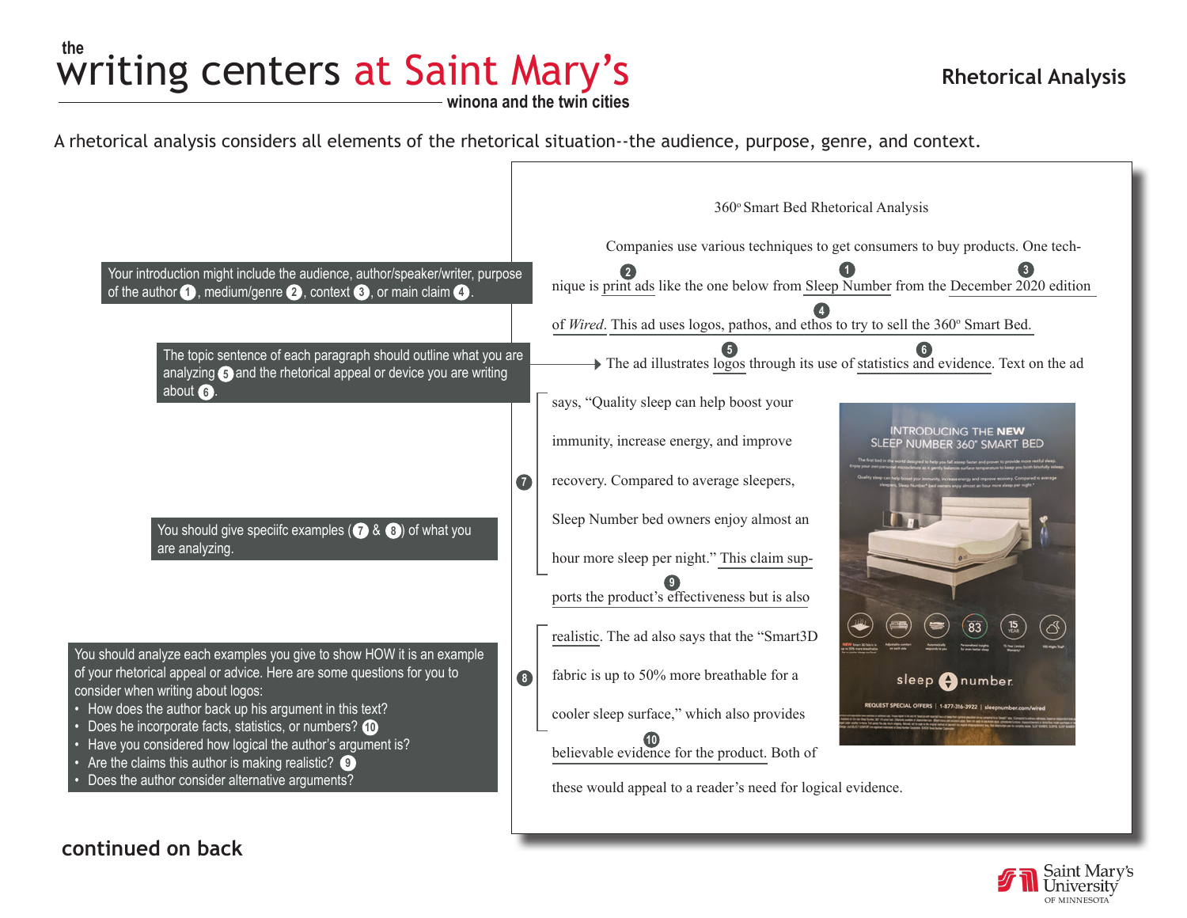# the writing centers at Saint Mary's

winona and the twin cities

**Rhetorical Analysis**

A rhetorical analysis considers all elements of the rhetorical situation--the audience, purpose, genre, and context.

Your introduction might include the audience, author/speaker/writer, purpose of the author (1), medium/genre (2), context (3), or main claim (4).

The topic sentence of each paragraph should outline what you are analyzing (5) and the rhetorical appeal or device you are writing about (6).

You should give speciifc examples ((7) & (8)) of what you are analyzing.

You should analyze each examples you give to show HOW it is an example of your rhetorical appeal or advice. Here are some questions for you to consider when writing about logos:

- How does the author back up his argument in this text?
- Does he incorporate facts, statistics, or numbers? (10)
- Have you considered how logical the author's argument is?
- Are the claims this author is making realistic? (9)
- Does the author consider alternative arguments?

360º Smart Bed Rhetorical Analysis

Companies use various techniques to get consumers to buy products. One technique is (2) print ads like the one below from (1) Sleep Number from the (3) December 2020 edition of *Wired*. (4) This ad uses logos, pathos, and ethos to try to sell the 360º Smart Bed.

The ad illustrates (5) logos through its use of (6) statistics and evidence. Text on the ad says, (7) "Quality sleep can help boost your immunity, increase energy, and improve recovery. Compared to average sleepers, Sleep Number bed owners enjoy almost an hour more sleep per night." (9) This claim supports the product's effectiveness but is also realistic. The ad also says that the (8) "Smart3D fabric is up to 50% more breathable for a cooler sleep surface," which also provides (10) believable evidence for the product. Both of these would appeal to a reader's need for logical evidence.

**continued on back**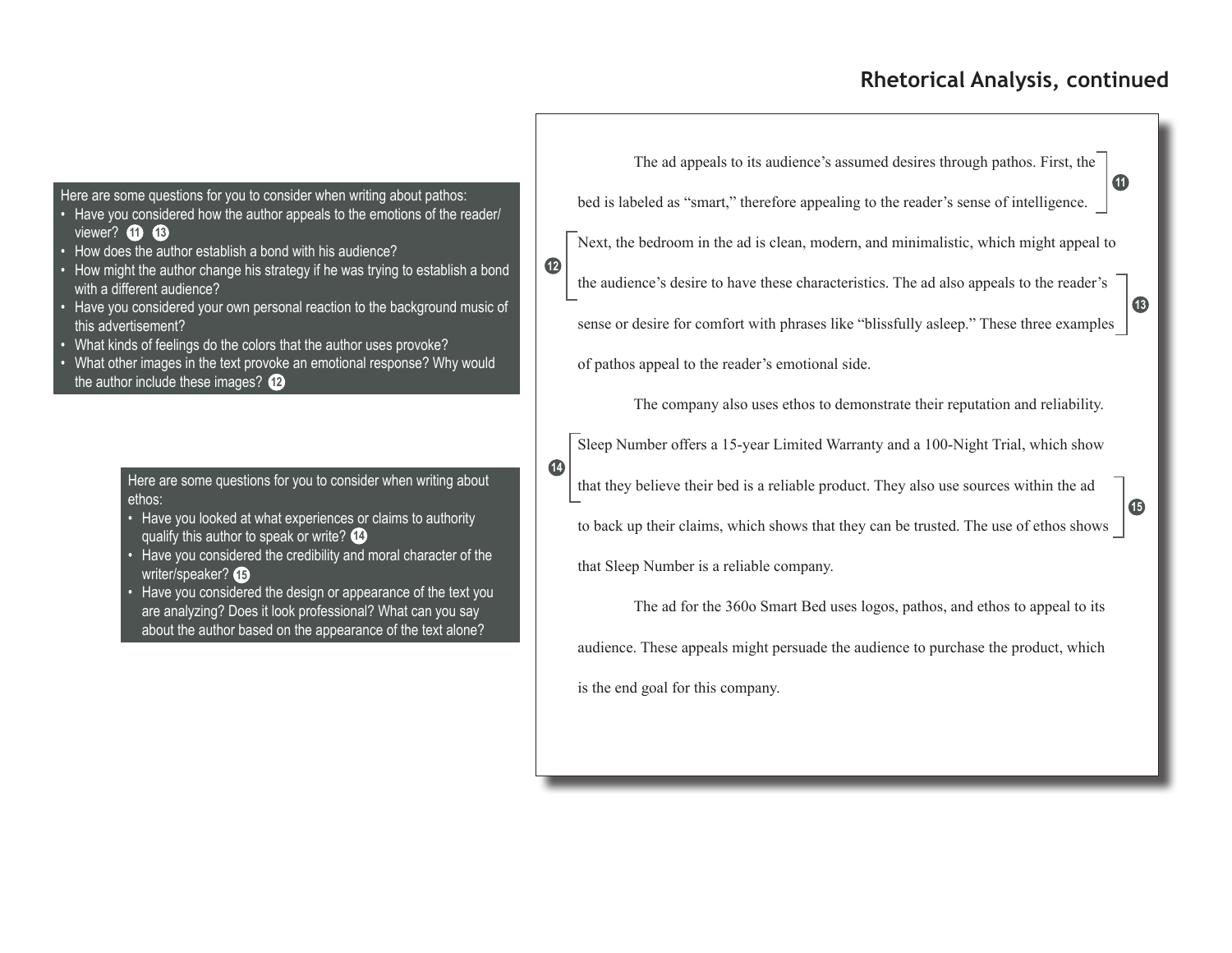## Rhetorical Analysis, continued

Here are some questions for you to consider when writing about pathos:

- Have you considered how the author appeals to the emotions of the reader/viewer? (11) (13)
- How does the author establish a bond with his audience?
- How might the author change his strategy if he was trying to establish a bond with a different audience?
- Have you considered your own personal reaction to the background music of this advertisement?
- What kinds of feelings do the colors that the author uses provoke?
- What other images in the text provoke an emotional response? Why would the author include these images? (12)

Here are some questions for you to consider when writing about ethos:

- Have you looked at what experiences or claims to authority qualify this author to speak or write? (14)
- Have you considered the credibility and moral character of the writer/speaker? (15)
- Have you considered the design or appearance of the text you are analyzing? Does it look professional? What can you say about the author based on the appearance of the text alone?

The ad appeals to its audience's assumed desires through pathos. First, the bed is labeled as "smart," therefore appealing to the reader's sense of intelligence. (11) Next, the bedroom in the ad is clean, modern, and minimalistic, which might appeal to the audience's desire to have these characteristics. (12) The ad also appeals to the reader's sense or desire for comfort with phrases like "blissfully asleep." (13) These three examples of pathos appeal to the reader's emotional side.

The company also uses ethos to demonstrate their reputation and reliability. Sleep Number offers a 15-year Limited Warranty and a 100-Night Trial, which show that they believe their bed is a reliable product. (14) They also use sources within the ad to back up their claims, which shows that they can be trusted. (15) The use of ethos shows that Sleep Number is a reliable company.

The ad for the 360o Smart Bed uses logos, pathos, and ethos to appeal to its audience. These appeals might persuade the audience to purchase the product, which is the end goal for this company.